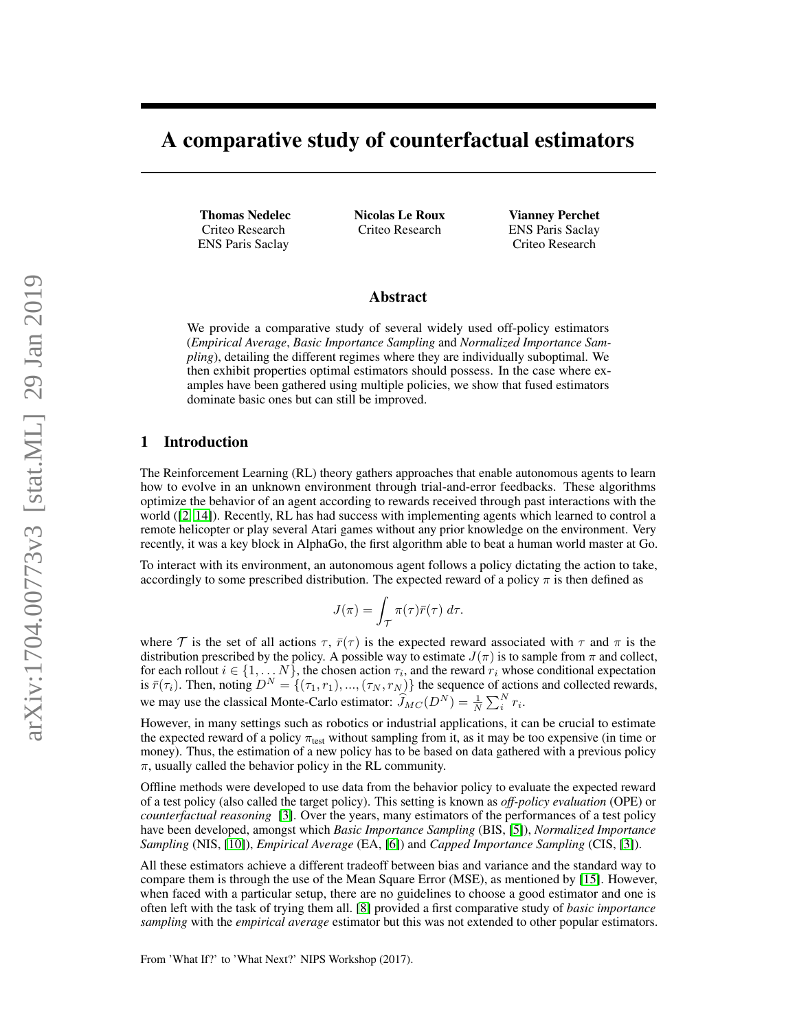# A comparative study of counterfactual estimators

**Thomas Nedelec**
Criteo Research
ENS Paris Saclay

**Nicolas Le Roux**
Criteo Research

**Vianney Perchet**
ENS Paris Saclay
Criteo Research

## Abstract

We provide a comparative study of several widely used off-policy estimators (*Empirical Average*, *Basic Importance Sampling* and *Normalized Importance Sampling*), detailing the different regimes where they are individually suboptimal. We then exhibit properties optimal estimators should possess. In the case where examples have been gathered using multiple policies, we show that fused estimators dominate basic ones but can still be improved.

## 1 Introduction

The Reinforcement Learning (RL) theory gathers approaches that enable autonomous agents to learn how to evolve in an unknown environment through trial-and-error feedbacks. These algorithms optimize the behavior of an agent according to rewards received through past interactions with the world ([2, 14]). Recently, RL has had success with implementing agents which learned to control a remote helicopter or play several Atari games without any prior knowledge on the environment. Very recently, it was a key block in AlphaGo, the first algorithm able to beat a human world master at Go.

To interact with its environment, an autonomous agent follows a policy dictating the action to take, accordingly to some prescribed distribution. The expected reward of a policy $\pi$ is then defined as

$$J(\pi) = \int_{\mathcal{T}} \pi(\tau)\bar{r}(\tau)\, d\tau.$$

where $\mathcal{T}$ is the set of all actions $\tau$, $\bar{r}(\tau)$ is the expected reward associated with $\tau$ and $\pi$ is the distribution prescribed by the policy. A possible way to estimate $J(\pi)$ is to sample from $\pi$ and collect, for each rollout $i \in \{1, \ldots N\}$, the chosen action $\tau_i$, and the reward $r_i$ whose conditional expectation is $\bar{r}(\tau_i)$. Then, noting $D^N = \{(\tau_1, r_1), ..., (\tau_N, r_N)\}$ the sequence of actions and collected rewards, we may use the classical Monte-Carlo estimator: $\widehat{J}_{MC}(D^N) = \frac{1}{N}\sum_i^N r_i$.

However, in many settings such as robotics or industrial applications, it can be crucial to estimate the expected reward of a policy $\pi_{\text{test}}$ without sampling from it, as it may be too expensive (in time or money). Thus, the estimation of a new policy has to be based on data gathered with a previous policy $\pi$, usually called the behavior policy in the RL community.

Offline methods were developed to use data from the behavior policy to evaluate the expected reward of a test policy (also called the target policy). This setting is known as *off-policy evaluation* (OPE) or *counterfactual reasoning* [3]. Over the years, many estimators of the performances of a test policy have been developed, amongst which *Basic Importance Sampling* (BIS, [5]), *Normalized Importance Sampling* (NIS, [10]), *Empirical Average* (EA, [6]) and *Capped Importance Sampling* (CIS, [3]).

All these estimators achieve a different tradeoff between bias and variance and the standard way to compare them is through the use of the Mean Square Error (MSE), as mentioned by [15]. However, when faced with a particular setup, there are no guidelines to choose a good estimator and one is often left with the task of trying them all. [8] provided a first comparative study of *basic importance sampling* with the *empirical average* estimator but this was not extended to other popular estimators.

From 'What If?' to 'What Next?' NIPS Workshop (2017).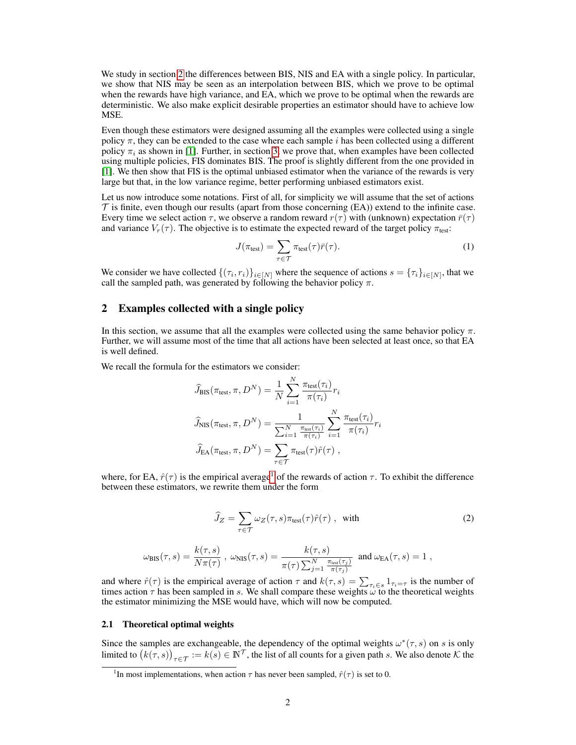We study in section 2 the differences between BIS, NIS and EA with a single policy. In particular, we show that NIS may be seen as an interpolation between BIS, which we prove to be optimal when the rewards have high variance, and EA, which we prove to be optimal when the rewards are deterministic. We also make explicit desirable properties an estimator should have to achieve low MSE.

Even though these estimators were designed assuming all the examples were collected using a single policy $\pi$, they can be extended to the case where each sample $i$ has been collected using a different policy $\pi_i$ as shown in [1]. Further, in section 3, we prove that, when examples have been collected using multiple policies, FIS dominates BIS. The proof is slightly different from the one provided in [1]. We then show that FIS is the optimal unbiased estimator when the variance of the rewards is very large but that, in the low variance regime, better performing unbiased estimators exist.

Let us now introduce some notations. First of all, for simplicity we will assume that the set of actions $\mathcal{T}$ is finite, even though our results (apart from those concerning (EA)) extend to the infinite case. Every time we select action $\tau$, we observe a random reward $r(\tau)$ with (unknown) expectation $\bar{r}(\tau)$ and variance $V_r(\tau)$. The objective is to estimate the expected reward of the target policy $\pi_{\text{test}}$:

$$J(\pi_{\text{test}}) = \sum_{\tau \in \mathcal{T}} \pi_{\text{test}}(\tau)\bar{r}(\tau). \tag{1}$$

We consider we have collected $\{(\tau_i, r_i)\}_{i\in[N]}$ where the sequence of actions $s = \{\tau_i\}_{i\in[N]}$, that we call the sampled path, was generated by following the behavior policy $\pi$.

## 2 Examples collected with a single policy

In this section, we assume that all the examples were collected using the same behavior policy $\pi$. Further, we will assume most of the time that all actions have been selected at least once, so that EA is well defined.

We recall the formula for the estimators we consider:

$$\widehat{J}_{\text{BIS}}(\pi_{\text{test}}, \pi, D^N) = \frac{1}{N}\sum_{i=1}^{N} \frac{\pi_{\text{test}}(\tau_i)}{\pi(\tau_i)} r_i$$

$$\widehat{J}_{\text{NIS}}(\pi_{\text{test}}, \pi, D^N) = \frac{1}{\sum_{i=1}^{N} \frac{\pi_{\text{test}}(\tau_i)}{\pi(\tau_i)}} \sum_{i=1}^{N} \frac{\pi_{\text{test}}(\tau_i)}{\pi(\tau_i)} r_i$$

$$\widehat{J}_{\text{EA}}(\pi_{\text{test}}, \pi, D^N) = \sum_{\tau \in \mathcal{T}} \pi_{\text{test}}(\tau)\hat{r}(\tau) \ ,$$

where, for EA, $\hat{r}(\tau)$ is the empirical average[1] of the rewards of action $\tau$. To exhibit the difference between these estimators, we rewrite them under the form

$$\widehat{J}_Z = \sum_{\tau \in \mathcal{T}} \omega_Z(\tau, s)\pi_{\text{test}}(\tau)\hat{r}(\tau) \ , \quad \text{with} \tag{2}$$

$$\omega_{\text{BIS}}(\tau, s) = \frac{k(\tau, s)}{N\pi(\tau)} \ , \ \omega_{\text{NIS}}(\tau, s) = \frac{k(\tau, s)}{\pi(\tau)\sum_{j=1}^{N} \frac{\pi_{\text{test}}(\tau_j)}{\pi(\tau_j)}} \ \text{ and } \omega_{\text{EA}}(\tau, s) = 1 \ ,$$

and where $\hat{r}(\tau)$ is the empirical average of action $\tau$ and $k(\tau, s) = \sum_{\tau_i \in s} 1_{\tau_i = \tau}$ is the number of times action $\tau$ has been sampled in $s$. We shall compare these weights $\omega$ to the theoretical weights the estimator minimizing the MSE would have, which will now be computed.

### 2.1 Theoretical optimal weights

Since the samples are exchangeable, the dependency of the optimal weights $\omega^*(\tau, s)$ on $s$ is only limited to $\big(k(\tau, s)\big)_{\tau \in \mathcal{T}} := k(s) \in \mathbb{N}^{\mathcal{T}}$, the list of all counts for a given path $s$. We also denote $\mathcal{K}$ the

[1] In most implementations, when action $\tau$ has never been sampled, $\hat{r}(\tau)$ is set to 0.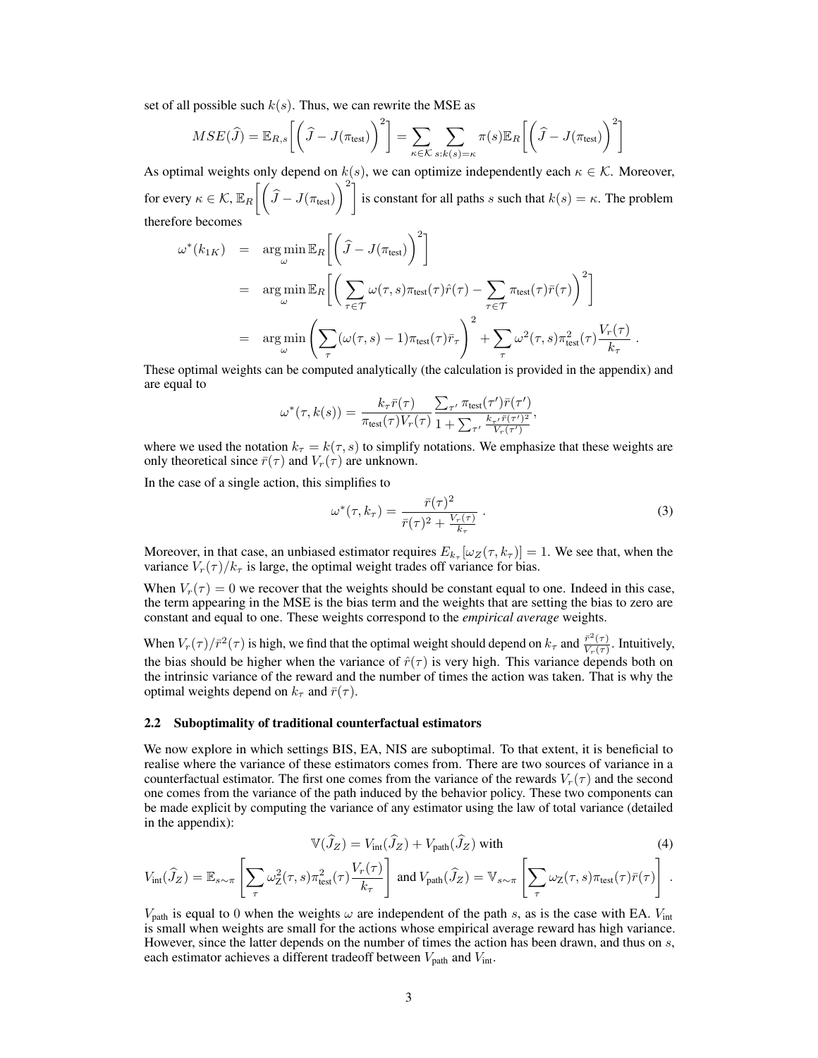set of all possible such $k(s)$. Thus, we can rewrite the MSE as

$$MSE(\widehat{J}) = \mathbb{E}_{R,s}\left[\left(\widehat{J} - J(\pi_{\text{test}})\right)^2\right] = \sum_{\kappa \in \mathcal{K}} \sum_{s:k(s)=\kappa} \pi(s) \mathbb{E}_R\left[\left(\widehat{J} - J(\pi_{\text{test}})\right)^2\right]$$

As optimal weights only depend on $k(s)$, we can optimize independently each $\kappa \in \mathcal{K}$. Moreover, for every $\kappa \in \mathcal{K}$, $\mathbb{E}_R\left[\left(\widehat{J} - J(\pi_{\text{test}})\right)^2\right]$ is constant for all paths $s$ such that $k(s) = \kappa$. The problem therefore becomes

$$\begin{aligned}
\omega^*(k_{1K}) &= \arg\min_{\omega} \mathbb{E}_R\left[\left(\widehat{J} - J(\pi_{\text{test}})\right)^2\right] \\
&= \arg\min_{\omega} \mathbb{E}_R\left[\left(\sum_{\tau \in \mathcal{T}} \omega(\tau, s)\pi_{\text{test}}(\tau)\hat{r}(\tau) - \sum_{\tau \in \mathcal{T}} \pi_{\text{test}}(\tau)\bar{r}(\tau)\right)^2\right] \\
&= \arg\min_{\omega} \left(\sum_{\tau}(\omega(\tau, s) - 1)\pi_{\text{test}}(\tau)\bar{r}_\tau\right)^2 + \sum_{\tau} \omega^2(\tau, s)\pi^2_{\text{test}}(\tau)\frac{V_r(\tau)}{k_\tau}\ .
\end{aligned}$$

These optimal weights can be computed analytically (the calculation is provided in the appendix) and are equal to

$$\omega^*(\tau, k(s)) = \frac{k_\tau \bar{r}(\tau)}{\pi_{\text{test}}(\tau)V_r(\tau)} \frac{\sum_{\tau'} \pi_{\text{test}}(\tau')\bar{r}(\tau')}{1 + \sum_{\tau'} \frac{k_{\tau'}\bar{r}(\tau')^2}{V_r(\tau')}},$$

where we used the notation $k_\tau = k(\tau, s)$ to simplify notations. We emphasize that these weights are only theoretical since $\bar{r}(\tau)$ and $V_r(\tau)$ are unknown.

In the case of a single action, this simplifies to

$$\omega^*(\tau, k_\tau) = \frac{\bar{r}(\tau)^2}{\bar{r}(\tau)^2 + \frac{V_r(\tau)}{k_\tau}}\ . \tag{3}$$

Moreover, in that case, an unbiased estimator requires $E_{k_\tau}[\omega_Z(\tau, k_\tau)] = 1$. We see that, when the variance $V_r(\tau)/k_\tau$ is large, the optimal weight trades off variance for bias.

When $V_r(\tau) = 0$ we recover that the weights should be constant equal to one. Indeed in this case, the term appearing in the MSE is the bias term and the weights that are setting the bias to zero are constant and equal to one. These weights correspond to the *empirical average* weights.

When $V_r(\tau)/\bar{r}^2(\tau)$ is high, we find that the optimal weight should depend on $k_\tau$ and $\frac{\bar{r}^2(\tau)}{V_r(\tau)}$. Intuitively, the bias should be higher when the variance of $\hat{r}(\tau)$ is very high. This variance depends both on the intrinsic variance of the reward and the number of times the action was taken. That is why the optimal weights depend on $k_\tau$ and $\bar{r}(\tau)$.

### 2.2 Suboptimality of traditional counterfactual estimators

We now explore in which settings BIS, EA, NIS are suboptimal. To that extent, it is beneficial to realise where the variance of these estimators comes from. There are two sources of variance in a counterfactual estimator. The first one comes from the variance of the rewards $V_r(\tau)$ and the second one comes from the variance of the path induced by the behavior policy. These two components can be made explicit by computing the variance of any estimator using the law of total variance (detailed in the appendix):

$$\mathbb{V}(\widehat{J}_Z) = V_{\text{int}}(\widehat{J}_Z) + V_{\text{path}}(\widehat{J}_Z) \text{ with} \tag{4}$$

$$V_{\text{int}}(\widehat{J}_Z) = \mathbb{E}_{s\sim\pi}\left[\sum_{\tau} \omega^2_{\text{Z}}(\tau, s)\pi^2_{\text{test}}(\tau)\frac{V_r(\tau)}{k_\tau}\right] \text{ and } V_{\text{path}}(\widehat{J}_Z) = \mathbb{V}_{s\sim\pi}\left[\sum_{\tau} \omega_{\text{Z}}(\tau, s)\pi_{\text{test}}(\tau)\bar{r}(\tau)\right]\ .$$

$V_{\text{path}}$ is equal to 0 when the weights $\omega$ are independent of the path $s$, as is the case with EA. $V_{\text{int}}$ is small when weights are small for the actions whose empirical average reward has high variance. However, since the latter depends on the number of times the action has been drawn, and thus on $s$, each estimator achieves a different tradeoff between $V_{\text{path}}$ and $V_{\text{int}}$.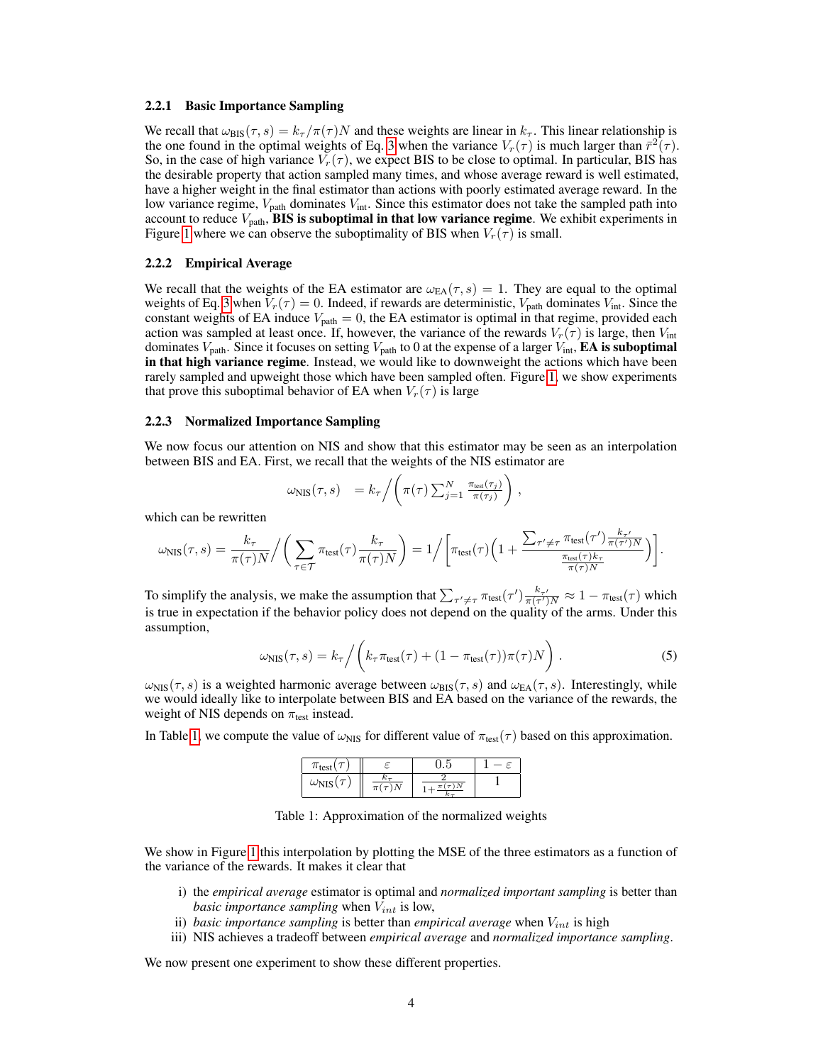#### 2.2.1 Basic Importance Sampling

We recall that $\omega_{\text{BIS}}(\tau, s) = k_\tau / \pi(\tau) N$ and these weights are linear in $k_\tau$. This linear relationship is the one found in the optimal weights of Eq. 3 when the variance $V_r(\tau)$ is much larger than $\bar{r}^2(\tau)$. So, in the case of high variance $V_r(\tau)$, we expect BIS to be close to optimal. In particular, BIS has the desirable property that action sampled many times, and whose average reward is well estimated, have a higher weight in the final estimator than actions with poorly estimated average reward. In the low variance regime, $V_{\text{path}}$ dominates $V_{\text{int}}$. Since this estimator does not take the sampled path into account to reduce $V_{\text{path}}$, **BIS is suboptimal in that low variance regime**. We exhibit experiments in Figure 1 where we can observe the suboptimality of BIS when $V_r(\tau)$ is small.

#### 2.2.2 Empirical Average

We recall that the weights of the EA estimator are $\omega_{\text{EA}}(\tau, s) = 1$. They are equal to the optimal weights of Eq. 3 when $V_r(\tau) = 0$. Indeed, if rewards are deterministic, $V_{\text{path}}$ dominates $V_{\text{int}}$. Since the constant weights of EA induce $V_{\text{path}} = 0$, the EA estimator is optimal in that regime, provided each action was sampled at least once. If, however, the variance of the rewards $V_r(\tau)$ is large, then $V_{\text{int}}$ dominates $V_{\text{path}}$. Since it focuses on setting $V_{\text{path}}$ to 0 at the expense of a larger $V_{\text{int}}$, **EA is suboptimal in that high variance regime**. Instead, we would like to downweight the actions which have been rarely sampled and upweight those which have been sampled often. Figure 1, we show experiments that prove this suboptimal behavior of EA when $V_r(\tau)$ is large

#### 2.2.3 Normalized Importance Sampling

We now focus our attention on NIS and show that this estimator may be seen as an interpolation between BIS and EA. First, we recall that the weights of the NIS estimator are

$$\omega_{\text{NIS}}(\tau, s) \quad = k_\tau \Big/ \left( \pi(\tau) \sum_{j=1}^{N} \frac{\pi_{\text{test}}(\tau_j)}{\pi(\tau_j)} \right) ,$$

which can be rewritten

$$\omega_{\text{NIS}}(\tau, s) = \frac{k_\tau}{\pi(\tau) N} \Big/ \left( \sum_{\tau \in \mathcal{T}} \pi_{\text{test}}(\tau) \frac{k_\tau}{\pi(\tau) N} \right) = 1 \Big/ \left[ \pi_{\text{test}}(\tau) \left( 1 + \frac{\sum_{\tau' \neq \tau} \pi_{\text{test}}(\tau') \frac{k_{\tau'}}{\pi(\tau') N}}{\frac{\pi_{\text{test}}(\tau) k_\tau}{\pi(\tau) N}} \right) \right].$$

To simplify the analysis, we make the assumption that $\sum_{\tau' \neq \tau} \pi_{\text{test}}(\tau') \frac{k_{\tau'}}{\pi(\tau') N} \approx 1 - \pi_{\text{test}}(\tau)$ which is true in expectation if the behavior policy does not depend on the quality of the arms. Under this assumption,

$$\omega_{\text{NIS}}(\tau, s) = k_\tau \Big/ \left( k_\tau \pi_{\text{test}}(\tau) + (1 - \pi_{\text{test}}(\tau)) \pi(\tau) N \right) . \tag{5}$$

$\omega_{\text{NIS}}(\tau, s)$ is a weighted harmonic average between $\omega_{\text{BIS}}(\tau, s)$ and $\omega_{\text{EA}}(\tau, s)$. Interestingly, while we would ideally like to interpolate between BIS and EA based on the variance of the rewards, the weight of NIS depends on $\pi_{\text{test}}$ instead.

In Table 1, we compute the value of $\omega_{\text{NIS}}$ for different value of $\pi_{\text{test}}(\tau)$ based on this approximation.

| $\pi_{\text{test}}(\tau)$ | $\varepsilon$ | $0.5$ | $1 - \varepsilon$ |
|---|---|---|---|
| $\omega_{\text{NIS}}(\tau)$ | $\frac{k_\tau}{\pi(\tau) N}$ | $\frac{2}{1 + \frac{\pi(\tau) N}{k_\tau}}$ | $1$ |

Table 1: Approximation of the normalized weights

We show in Figure 1 this interpolation by plotting the MSE of the three estimators as a function of the variance of the rewards. It makes it clear that

i) the *empirical average* estimator is optimal and *normalized important sampling* is better than *basic importance sampling* when $V_{int}$ is low,
ii) *basic importance sampling* is better than *empirical average* when $V_{int}$ is high
iii) NIS achieves a tradeoff between *empirical average* and *normalized importance sampling*.

We now present one experiment to show these different properties.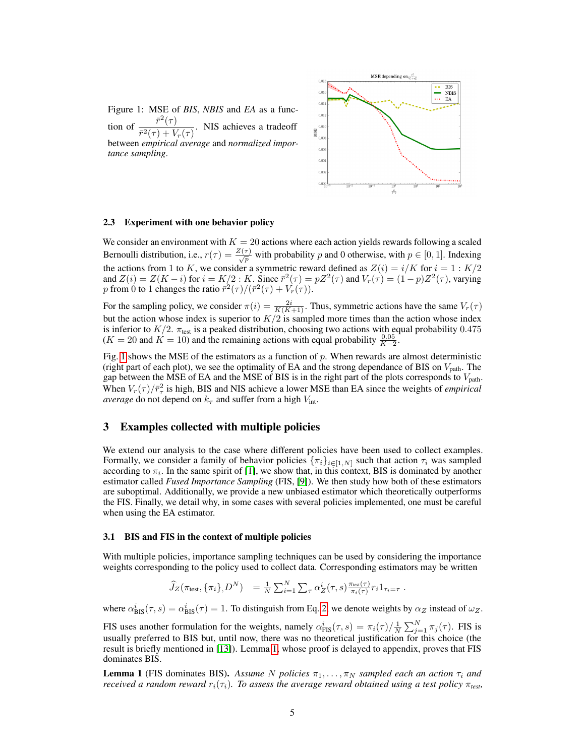Figure 1: MSE of *BIS*, *NBIS* and *EA* as a function of $\frac{\bar{r}^2(\tau)}{\bar{r}^2(\tau)+V_r(\tau)}$. NIS achieves a tradeoff between *empirical average* and *normalized importance sampling*.

### 2.3 Experiment with one behavior policy

We consider an environment with $K = 20$ actions where each action yields rewards following a scaled Bernoulli distribution, i.e., $r(\tau) = \frac{Z(\tau)}{\sqrt{p}}$ with probability $p$ and 0 otherwise, with $p \in [0, 1]$. Indexing the actions from 1 to $K$, we consider a symmetric reward defined as $Z(i) = i/K$ for $i = 1 : K/2$ and $Z(i) = Z(K - i)$ for $i = K/2 : K$. Since $\bar{r}^2(\tau) = pZ^2(\tau)$ and $V_r(\tau) = (1 - p)Z^2(\tau)$, varying $p$ from 0 to 1 changes the ratio $\bar{r}^2(\tau)/(\bar{r}^2(\tau) + V_r(\tau))$.

For the sampling policy, we consider $\pi(i) = \frac{2i}{K(K+1)}$. Thus, symmetric actions have the same $V_r(\tau)$ but the action whose index is superior to $K/2$ is sampled more times than the action whose index is inferior to $K/2$. $\pi_{\text{test}}$ is a peaked distribution, choosing two actions with equal probability 0.475 ($K = 20$ and $K = 10$) and the remaining actions with equal probability $\frac{0.05}{K-2}$.

Fig. 1 shows the MSE of the estimators as a function of $p$. When rewards are almost deterministic (right part of each plot), we see the optimality of EA and the strong dependance of BIS on $V_{\text{path}}$. The gap between the MSE of EA and the MSE of BIS is in the right part of the plots corresponds to $V_{\text{path}}$. When $V_r(\tau)/\bar{r}_\tau^2$ is high, BIS and NIS achieve a lower MSE than EA since the weights of *empirical average* do not depend on $k_\tau$ and suffer from a high $V_{\text{int}}$.

## 3 Examples collected with multiple policies

We extend our analysis to the case where different policies have been used to collect examples. Formally, we consider a family of behavior policies $\{\pi_i\}_{i\in[1,N]}$ such that action $\tau_i$ was sampled according to $\pi_i$. In the same spirit of [1], we show that, in this context, BIS is dominated by another estimator called *Fused Importance Sampling* (FIS, [9]). We then study how both of these estimators are suboptimal. Additionally, we provide a new unbiased estimator which theoretically outperforms the FIS. Finally, we detail why, in some cases with several policies implemented, one must be careful when using the EA estimator.

### 3.1 BIS and FIS in the context of multiple policies

With multiple policies, importance sampling techniques can be used by considering the importance weights corresponding to the policy used to collect data. Corresponding estimators may be written

$$\widehat{J}_Z(\pi_{\text{test}}, \{\pi_i\}, D^N) \;\; = \frac{1}{N}\sum_{i=1}^{N}\sum_{\tau}\alpha_Z^i(\tau, s)\frac{\pi_{\text{test}}(\tau)}{\pi_i(\tau)}r_i 1_{\tau_i=\tau} \; .$$

where $\alpha_{\text{BIS}}^i(\tau, s) = \alpha_{\text{BIS}}^i(\tau) = 1$. To distinguish from Eq. 2, we denote weights by $\alpha_Z$ instead of $\omega_Z$.

FIS uses another formulation for the weights, namely $\alpha_{\text{FIS}}^i(\tau, s) = \pi_i(\tau)/\frac{1}{N}\sum_{j=1}^{N}\pi_j(\tau)$. FIS is usually preferred to BIS but, until now, there was no theoretical justification for this choice (the result is briefly mentioned in [13]). Lemma 1, whose proof is delayed to appendix, proves that FIS dominates BIS.

**Lemma 1** (FIS dominates BIS). *Assume $N$ policies $\pi_1, \ldots, \pi_N$ sampled each an action $\tau_i$ and received a random reward $r_i(\tau_i)$. To assess the average reward obtained using a test policy $\pi_{test}$,*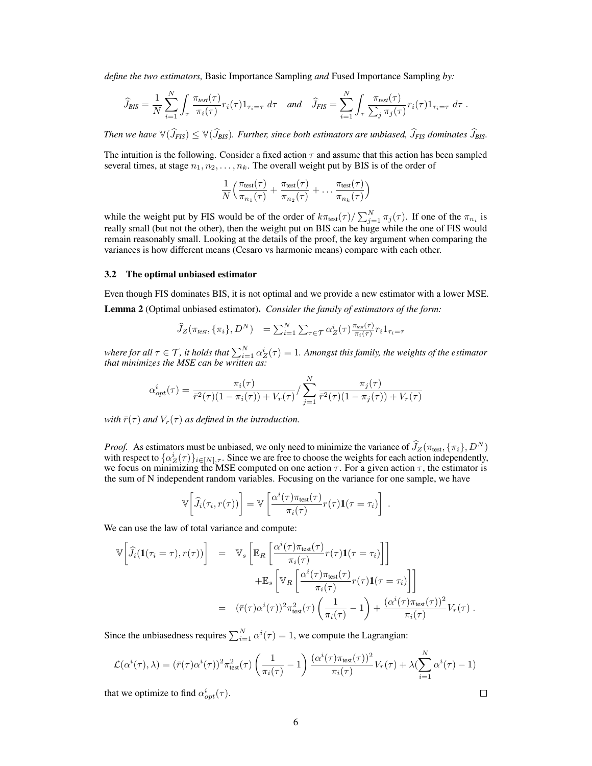*define the two estimators,* Basic Importance Sampling *and* Fused Importance Sampling *by:*

$$\widehat{J}_{BIS} = \frac{1}{N}\sum_{i=1}^{N}\int_{\tau}\frac{\pi_{test}(\tau)}{\pi_i(\tau)}r_i(\tau)1_{\tau_i=\tau}\;d\tau \quad \textit{and} \quad \widehat{J}_{FIS} = \sum_{i=1}^{N}\int_{\tau}\frac{\pi_{test}(\tau)}{\sum_j \pi_j(\tau)}r_i(\tau)1_{\tau_i=\tau}\;d\tau\ .$$

*Then we have $\mathbb{V}(\widehat{J}_{FIS}) \leq \mathbb{V}(\widehat{J}_{BIS})$. Further, since both estimators are unbiased, $\widehat{J}_{FIS}$ dominates $\widehat{J}_{BIS}$.*

The intuition is the following. Consider a fixed action $\tau$ and assume that this action has been sampled several times, at stage $n_1, n_2, \ldots, n_k$. The overall weight put by BIS is of the order of

$$\frac{1}{N}\Big(\frac{\pi_{\text{test}}(\tau)}{\pi_{n_1}(\tau)} + \frac{\pi_{\text{test}}(\tau)}{\pi_{n_2}(\tau)} + \ldots \frac{\pi_{\text{test}}(\tau)}{\pi_{n_k}(\tau)}\Big)$$

while the weight put by FIS would be of the order of $k\pi_{\text{test}}(\tau)/\sum_{j=1}^{N}\pi_j(\tau)$. If one of the $\pi_{n_i}$ is really small (but not the other), then the weight put on BIS can be huge while the one of FIS would remain reasonably small. Looking at the details of the proof, the key argument when comparing the variances is how different means (Cesaro vs harmonic means) compare with each other.

### 3.2 The optimal unbiased estimator

Even though FIS dominates BIS, it is not optimal and we provide a new estimator with a lower MSE.

**Lemma 2** (Optimal unbiased estimator)**.** *Consider the family of estimators of the form:*

$$\widehat{J}_Z(\pi_{test}, \{\pi_i\}, D^N) \quad = \sum_{i=1}^{N}\sum_{\tau\in\mathcal{T}}\alpha_Z^i(\tau)\frac{\pi_{test}(\tau)}{\pi_i(\tau)}r_i 1_{\tau_i=\tau}$$

*where for all $\tau \in \mathcal{T}$, it holds that $\sum_{i=1}^{N}\alpha_Z^i(\tau) = 1$. Amongst this family, the weights of the estimator that minimizes the MSE can be written as:*

$$\alpha_{opt}^i(\tau) = \frac{\pi_i(\tau)}{\bar{r}^2(\tau)(1-\pi_i(\tau)) + V_r(\tau)} \Big/ \sum_{j=1}^{N}\frac{\pi_j(\tau)}{\bar{r}^2(\tau)(1-\pi_j(\tau)) + V_r(\tau)}$$

*with $\bar{r}(\tau)$ and $V_r(\tau)$ as defined in the introduction.*

*Proof.* As estimators must be unbiased, we only need to minimize the variance of $\widehat{J}_Z(\pi_{\text{test}}, \{\pi_i\}, D^N)$ with respect to $\{\alpha_Z^i(\tau)\}_{i\in[N],\tau}$. Since we are free to choose the weights for each action independently, we focus on minimizing the MSE computed on one action $\tau$. For a given action $\tau$, the estimator is the sum of N independent random variables. Focusing on the variance for one sample, we have

$$\mathbb{V}\bigg[\widehat{J}_i(\tau_i, r(\tau))\bigg] = \mathbb{V}\left[\frac{\alpha^i(\tau)\pi_{\text{test}}(\tau)}{\pi_i(\tau)}r(\tau)\mathbf{1}(\tau=\tau_i)\right]\ .$$

We can use the law of total variance and compute:

$$\begin{aligned}
\mathbb{V}\bigg[\widehat{J}_i(\mathbf{1}(\tau_i=\tau), r(\tau))\bigg] &= \mathbb{V}_s\left[\mathbb{E}_R\left[\frac{\alpha^i(\tau)\pi_{\text{test}}(\tau)}{\pi_i(\tau)}r(\tau)\mathbf{1}(\tau=\tau_i)\right]\right] \\
&\quad + \mathbb{E}_s\left[\mathbb{V}_R\left[\frac{\alpha^i(\tau)\pi_{\text{test}}(\tau)}{\pi_i(\tau)}r(\tau)\mathbf{1}(\tau=\tau_i)\right]\right] \\
&= (\bar{r}(\tau)\alpha^i(\tau))^2\pi_{\text{test}}^2(\tau)\left(\frac{1}{\pi_i(\tau)} - 1\right) + \frac{(\alpha^i(\tau)\pi_{\text{test}}(\tau))^2}{\pi_i(\tau)}V_r(\tau)\ .
\end{aligned}$$

Since the unbiasedness requires $\sum_{i=1}^{N}\alpha^i(\tau) = 1$, we compute the Lagrangian:

$$\mathcal{L}(\alpha^i(\tau), \lambda) = (\bar{r}(\tau)\alpha^i(\tau))^2\pi_{\text{test}}^2(\tau)\left(\frac{1}{\pi_i(\tau)} - 1\right)\frac{(\alpha^i(\tau)\pi_{\text{test}}(\tau))^2}{\pi_i(\tau)}V_r(\tau) + \lambda(\sum_{i=1}^{N}\alpha^i(\tau) - 1)$$

that we optimize to find $\alpha_{opt}^i(\tau)$. ☐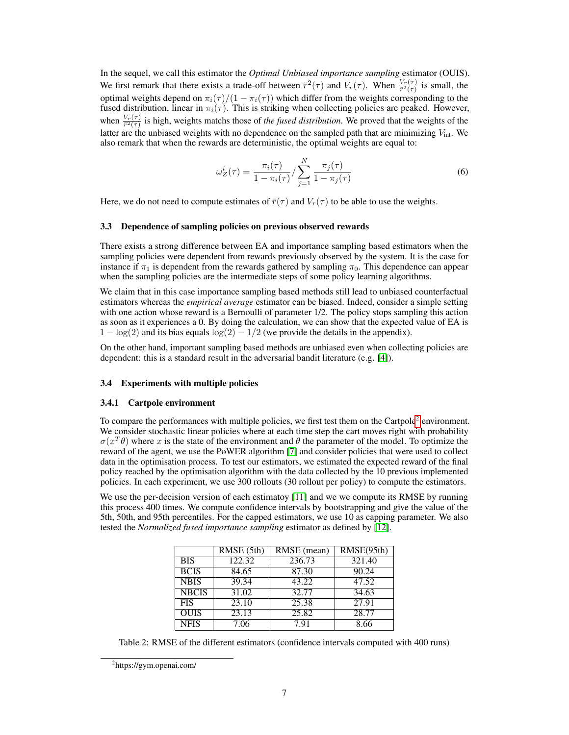In the sequel, we call this estimator the *Optimal Unbiased importance sampling* estimator (OUIS). We first remark that there exists a trade-off between $\bar{r}^2(\tau)$ and $V_r(\tau)$. When $\frac{V_r(\tau)}{\bar{r}^2(\tau)}$ is small, the optimal weights depend on $\pi_i(\tau)/(1-\pi_i(\tau))$ which differ from the weights corresponding to the fused distribution, linear in $\pi_i(\tau)$. This is striking when collecting policies are peaked. However, when $\frac{V_r(\tau)}{\bar{r}^2(\tau)}$ is high, weights matchs those of *the fused distribution*. We proved that the weights of the latter are the unbiased weights with no dependence on the sampled path that are minimizing $V_{\text{int}}$. We also remark that when the rewards are deterministic, the optimal weights are equal to:

$$\omega_Z^i(\tau) = \frac{\pi_i(\tau)}{1-\pi_i(\tau)} / \sum_{j=1}^{N} \frac{\pi_j(\tau)}{1-\pi_j(\tau)} \tag{6}$$

Here, we do not need to compute estimates of $\bar{r}(\tau)$ and $V_r(\tau)$ to be able to use the weights.

### 3.3 Dependence of sampling policies on previous observed rewards

There exists a strong difference between EA and importance sampling based estimators when the sampling policies were dependent from rewards previously observed by the system. It is the case for instance if $\pi_1$ is dependent from the rewards gathered by sampling $\pi_0$. This dependence can appear when the sampling policies are the intermediate steps of some policy learning algorithms.

We claim that in this case importance sampling based methods still lead to unbiased counterfactual estimators whereas the *empirical average* estimator can be biased. Indeed, consider a simple setting with one action whose reward is a Bernoulli of parameter 1/2. The policy stops sampling this action as soon as it experiences a 0. By doing the calculation, we can show that the expected value of EA is $1 - \log(2)$ and its bias equals $\log(2) - 1/2$ (we provide the details in the appendix).

On the other hand, important sampling based methods are unbiased even when collecting policies are dependent: this is a standard result in the adversarial bandit literature (e.g. [4]).

### 3.4 Experiments with multiple policies

#### 3.4.1 Cartpole environment

To compare the performances with multiple policies, we first test them on the Cartpole[2] environment. We consider stochastic linear policies where at each time step the cart moves right with probability $\sigma(x^T\theta)$ where $x$ is the state of the environment and $\theta$ the parameter of the model. To optimize the reward of the agent, we use the PoWER algorithm [7] and consider policies that were used to collect data in the optimisation process. To test our estimators, we estimated the expected reward of the final policy reached by the optimisation algorithm with the data collected by the 10 previous implemented policies. In each experiment, we use 300 rollouts (30 rollout per policy) to compute the estimators.

We use the per-decision version of each estimatoy [11] and we we compute its RMSE by running this process 400 times. We compute confidence intervals by bootstrapping and give the value of the 5th, 50th, and 95th percentiles. For the capped estimators, we use 10 as capping parameter. We also tested the *Normalized fused importance sampling* estimator as defined by [12].

| | RMSE (5th) | RMSE (mean) | RMSE(95th) |
|---|---|---|---|
| BIS | 122.32 | 236.73 | 321.40 |
| BCIS | 84.65 | 87.30 | 90.24 |
| NBIS | 39.34 | 43.22 | 47.52 |
| NBCIS | 31.02 | 32.77 | 34.63 |
| FIS | 23.10 | 25.38 | 27.91 |
| OUIS | 23.13 | 25.82 | 28.77 |
| NFIS | 7.06 | 7.91 | 8.66 |

Table 2: RMSE of the different estimators (confidence intervals computed with 400 runs)

[2] https://gym.openai.com/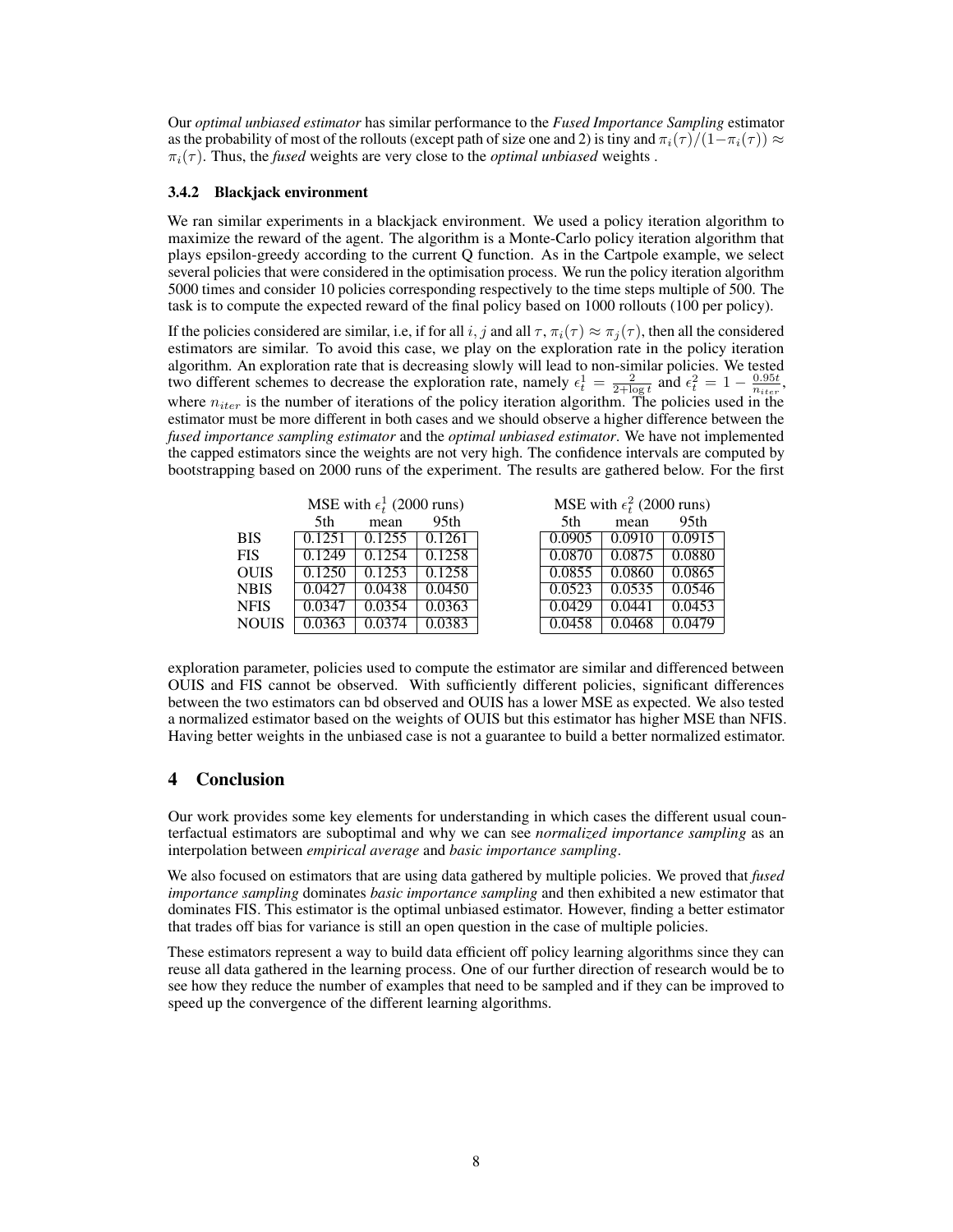Our *optimal unbiased estimator* has similar performance to the *Fused Importance Sampling* estimator as the probability of most of the rollouts (except path of size one and 2) is tiny and $\pi_i(\tau)/(1-\pi_i(\tau)) \approx \pi_i(\tau)$. Thus, the *fused* weights are very close to the *optimal unbiased* weights .

### 3.4.2 Blackjack environment

We ran similar experiments in a blackjack environment. We used a policy iteration algorithm to maximize the reward of the agent. The algorithm is a Monte-Carlo policy iteration algorithm that plays epsilon-greedy according to the current Q function. As in the Cartpole example, we select several policies that were considered in the optimisation process. We run the policy iteration algorithm 5000 times and consider 10 policies corresponding respectively to the time steps multiple of 500. The task is to compute the expected reward of the final policy based on 1000 rollouts (100 per policy).

If the policies considered are similar, i.e, if for all $i, j$ and all $\tau$, $\pi_i(\tau) \approx \pi_j(\tau)$, then all the considered estimators are similar. To avoid this case, we play on the exploration rate in the policy iteration algorithm. An exploration rate that is decreasing slowly will lead to non-similar policies. We tested two different schemes to decrease the exploration rate, namely $\epsilon_t^1 = \frac{2}{2+\log t}$ and $\epsilon_t^2 = 1 - \frac{0.95t}{n_{iter}}$, where $n_{iter}$ is the number of iterations of the policy iteration algorithm. The policies used in the estimator must be more different in both cases and we should observe a higher difference between the *fused importance sampling estimator* and the *optimal unbiased estimator*. We have not implemented the capped estimators since the weights are not very high. The confidence intervals are computed by bootstrapping based on 2000 runs of the experiment. The results are gathered below. For the first

| | MSE with $\epsilon_t^1$ (2000 runs) | | | MSE with $\epsilon_t^2$ (2000 runs) | | |
|---|---|---|---|---|---|---|
| | 5th | mean | 95th | 5th | mean | 95th |
| BIS | 0.1251 | 0.1255 | 0.1261 | 0.0905 | 0.0910 | 0.0915 |
| FIS | 0.1249 | 0.1254 | 0.1258 | 0.0870 | 0.0875 | 0.0880 |
| OUIS | 0.1250 | 0.1253 | 0.1258 | 0.0855 | 0.0860 | 0.0865 |
| NBIS | 0.0427 | 0.0438 | 0.0450 | 0.0523 | 0.0535 | 0.0546 |
| NFIS | 0.0347 | 0.0354 | 0.0363 | 0.0429 | 0.0441 | 0.0453 |
| NOUIS | 0.0363 | 0.0374 | 0.0383 | 0.0458 | 0.0468 | 0.0479 |

exploration parameter, policies used to compute the estimator are similar and differenced between OUIS and FIS cannot be observed. With sufficiently different policies, significant differences between the two estimators can bd observed and OUIS has a lower MSE as expected. We also tested a normalized estimator based on the weights of OUIS but this estimator has higher MSE than NFIS. Having better weights in the unbiased case is not a guarantee to build a better normalized estimator.

## 4 Conclusion

Our work provides some key elements for understanding in which cases the different usual counterfactual estimators are suboptimal and why we can see *normalized importance sampling* as an interpolation between *empirical average* and *basic importance sampling*.

We also focused on estimators that are using data gathered by multiple policies. We proved that *fused importance sampling* dominates *basic importance sampling* and then exhibited a new estimator that dominates FIS. This estimator is the optimal unbiased estimator. However, finding a better estimator that trades off bias for variance is still an open question in the case of multiple policies.

These estimators represent a way to build data efficient off policy learning algorithms since they can reuse all data gathered in the learning process. One of our further direction of research would be to see how they reduce the number of examples that need to be sampled and if they can be improved to speed up the convergence of the different learning algorithms.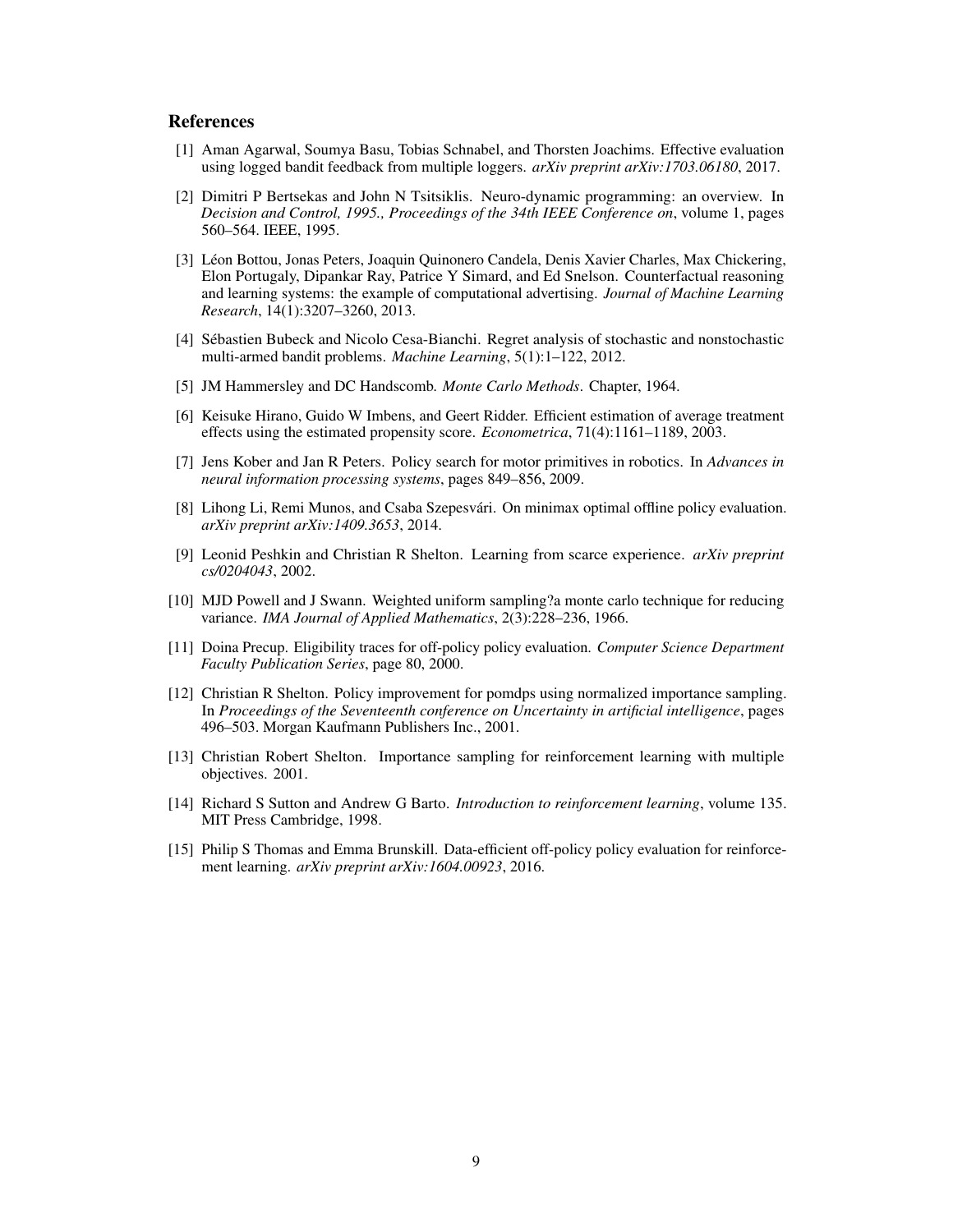## References

[1] Aman Agarwal, Soumya Basu, Tobias Schnabel, and Thorsten Joachims. Effective evaluation using logged bandit feedback from multiple loggers. *arXiv preprint arXiv:1703.06180*, 2017.

[2] Dimitri P Bertsekas and John N Tsitsiklis. Neuro-dynamic programming: an overview. In *Decision and Control, 1995., Proceedings of the 34th IEEE Conference on*, volume 1, pages 560–564. IEEE, 1995.

[3] Léon Bottou, Jonas Peters, Joaquin Quinonero Candela, Denis Xavier Charles, Max Chickering, Elon Portugaly, Dipankar Ray, Patrice Y Simard, and Ed Snelson. Counterfactual reasoning and learning systems: the example of computational advertising. *Journal of Machine Learning Research*, 14(1):3207–3260, 2013.

[4] Sébastien Bubeck and Nicolo Cesa-Bianchi. Regret analysis of stochastic and nonstochastic multi-armed bandit problems. *Machine Learning*, 5(1):1–122, 2012.

[5] JM Hammersley and DC Handscomb. *Monte Carlo Methods*. Chapter, 1964.

[6] Keisuke Hirano, Guido W Imbens, and Geert Ridder. Efficient estimation of average treatment effects using the estimated propensity score. *Econometrica*, 71(4):1161–1189, 2003.

[7] Jens Kober and Jan R Peters. Policy search for motor primitives in robotics. In *Advances in neural information processing systems*, pages 849–856, 2009.

[8] Lihong Li, Remi Munos, and Csaba Szepesvári. On minimax optimal offline policy evaluation. *arXiv preprint arXiv:1409.3653*, 2014.

[9] Leonid Peshkin and Christian R Shelton. Learning from scarce experience. *arXiv preprint cs/0204043*, 2002.

[10] MJD Powell and J Swann. Weighted uniform sampling?a monte carlo technique for reducing variance. *IMA Journal of Applied Mathematics*, 2(3):228–236, 1966.

[11] Doina Precup. Eligibility traces for off-policy policy evaluation. *Computer Science Department Faculty Publication Series*, page 80, 2000.

[12] Christian R Shelton. Policy improvement for pomdps using normalized importance sampling. In *Proceedings of the Seventeenth conference on Uncertainty in artificial intelligence*, pages 496–503. Morgan Kaufmann Publishers Inc., 2001.

[13] Christian Robert Shelton. Importance sampling for reinforcement learning with multiple objectives. 2001.

[14] Richard S Sutton and Andrew G Barto. *Introduction to reinforcement learning*, volume 135. MIT Press Cambridge, 1998.

[15] Philip S Thomas and Emma Brunskill. Data-efficient off-policy policy evaluation for reinforcement learning. *arXiv preprint arXiv:1604.00923*, 2016.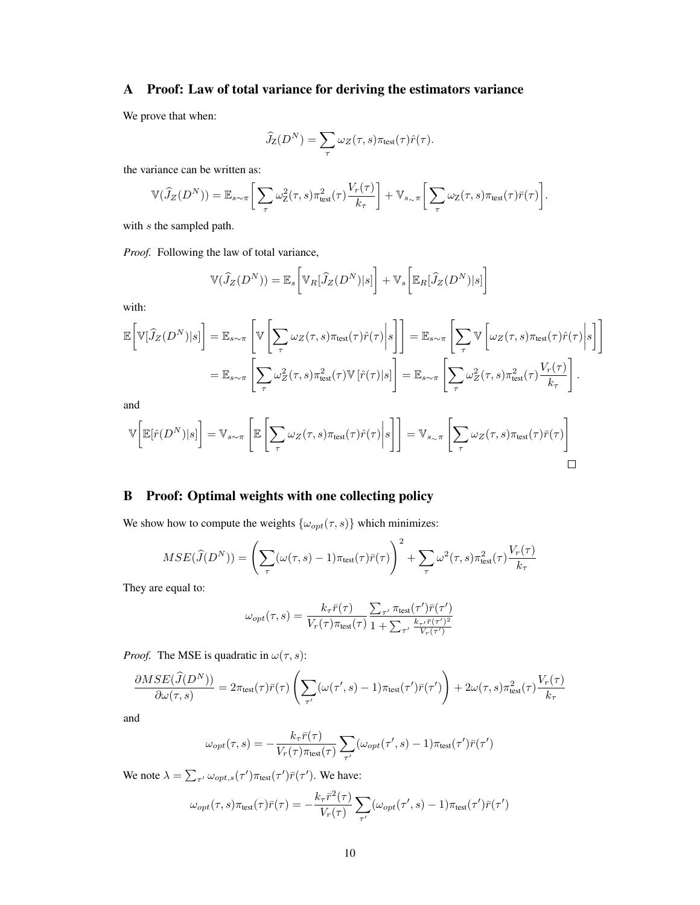## A Proof: Law of total variance for deriving the estimators variance

We prove that when:

$$\widehat{J}_Z(D^N) = \sum_{\tau} \omega_Z(\tau, s)\pi_{\text{test}}(\tau)\hat{r}(\tau).$$

the variance can be written as:

$$\mathbb{V}(\widehat{J}_Z(D^N)) = \mathbb{E}_{s\sim\pi}\bigg[\sum_{\tau} \omega^2_{\text{Z}}(\tau, s)\pi^2_{\text{test}}(\tau)\frac{V_r(\tau)}{k_\tau}\bigg] + \mathbb{V}_{s_\sim\pi}\bigg[\sum_{\tau} \omega_{\text{Z}}(\tau, s)\pi_{\text{test}}(\tau)\bar{r}(\tau)\bigg].$$

with $s$ the sampled path.

*Proof.* Following the law of total variance,

$$\mathbb{V}(\widehat{J}_Z(D^N)) = \mathbb{E}_s\bigg[\mathbb{V}_R[\widehat{J}_Z(D^N)|s]\bigg] + \mathbb{V}_s\bigg[\mathbb{E}_R[\widehat{J}_Z(D^N)|s]\bigg]$$

with:

$$\begin{aligned}
\mathbb{E}\bigg[\mathbb{V}[\widehat{J}_Z(D^N)|s]\bigg] &= \mathbb{E}_{s\sim\pi}\left[\mathbb{V}\left[\sum_{\tau} \omega_Z(\tau, s)\pi_{\text{test}}(\tau)\hat{r}(\tau)\bigg|s\right]\right] = \mathbb{E}_{s\sim\pi}\left[\sum_{\tau}\mathbb{V}\left[\omega_Z(\tau, s)\pi_{\text{test}}(\tau)\hat{r}(\tau)\bigg|s\right]\right] \\
&= \mathbb{E}_{s\sim\pi}\left[\sum_{\tau} \omega^2_Z(\tau, s)\pi^2_{\text{test}}(\tau)\mathbb{V}\left[\hat{r}(\tau)|s\right]\right] = \mathbb{E}_{s\sim\pi}\left[\sum_{\tau} \omega^2_Z(\tau, s)\pi^2_{\text{test}}(\tau)\frac{V_r(\tau)}{k_\tau}\right].
\end{aligned}$$

and

$$\mathbb{V}\bigg[\mathbb{E}[\hat{r}(D^N)|s]\bigg] = \mathbb{V}_{s\sim\pi}\left[\mathbb{E}\left[\sum_{\tau} \omega_Z(\tau, s)\pi_{\text{test}}(\tau)\hat{r}(\tau)\bigg|s\right]\right] = \mathbb{V}_{s_\sim\pi}\left[\sum_{\tau} \omega_Z(\tau, s)\pi_{\text{test}}(\tau)\bar{r}(\tau)\right]$$

□

## B Proof: Optimal weights with one collecting policy

We show how to compute the weights $\{\omega_{opt}(\tau, s)\}$ which minimizes:

$$MSE(\widehat{J}(D^N)) = \left(\sum_{\tau}(\omega(\tau, s) - 1)\pi_{\text{test}}(\tau)\bar{r}(\tau)\right)^2 + \sum_{\tau} \omega^2(\tau, s)\pi^2_{\text{test}}(\tau)\frac{V_r(\tau)}{k_\tau}$$

They are equal to:

$$\omega_{opt}(\tau, s) = \frac{k_\tau \bar{r}(\tau)}{V_r(\tau)\pi_{\text{test}}(\tau)} \frac{\sum_{\tau'} \pi_{\text{test}}(\tau')\bar{r}(\tau')}{1 + \sum_{\tau'} \frac{k_{\tau'}\bar{r}(\tau')^2}{V_r(\tau')}}$$

*Proof.* The MSE is quadratic in $\omega(\tau, s)$:

$$\frac{\partial MSE(\widehat{J}(D^N))}{\partial \omega(\tau, s)} = 2\pi_{\text{test}}(\tau)\bar{r}(\tau)\left(\sum_{\tau'}(\omega(\tau', s) - 1)\pi_{\text{test}}(\tau')\bar{r}(\tau')\right) + 2\omega(\tau, s)\pi^2_{\text{test}}(\tau)\frac{V_r(\tau)}{k_\tau}$$

and

$$\omega_{opt}(\tau, s) = -\frac{k_\tau \bar{r}(\tau)}{V_r(\tau)\pi_{\text{test}}(\tau)} \sum_{\tau'}(\omega_{opt}(\tau', s) - 1)\pi_{\text{test}}(\tau')\bar{r}(\tau')$$

We note $\lambda = \sum_{\tau'} \omega_{opt,s}(\tau')\pi_{\text{test}}(\tau')\bar{r}(\tau')$. We have:

$$\omega_{opt}(\tau, s)\pi_{\text{test}}(\tau)\bar{r}(\tau) = -\frac{k_\tau \bar{r}^2(\tau)}{V_r(\tau)} \sum_{\tau'}(\omega_{opt}(\tau', s) - 1)\pi_{\text{test}}(\tau')\bar{r}(\tau')$$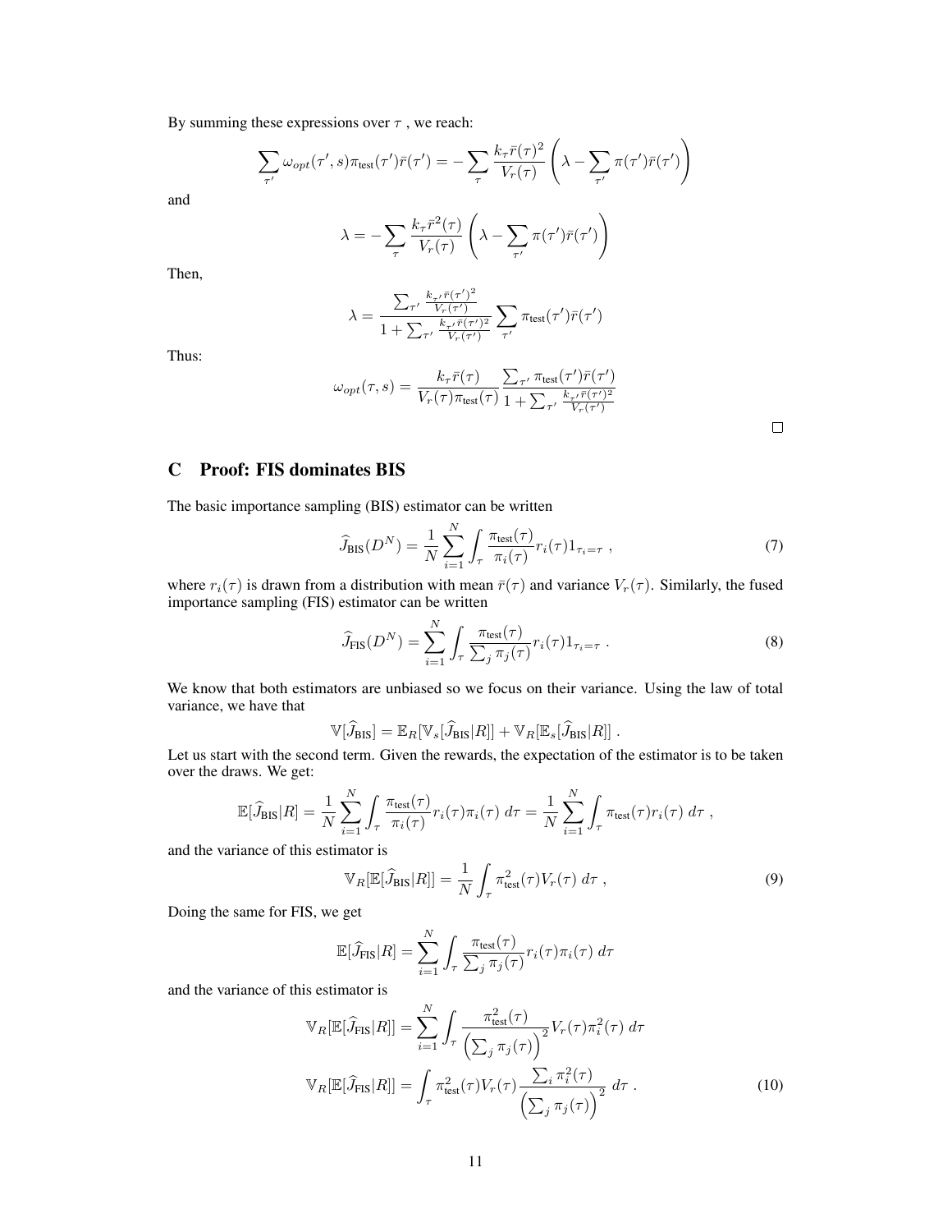By summing these expressions over $\tau$ , we reach:

$$\sum_{\tau'} \omega_{opt}(\tau', s)\pi_{\text{test}}(\tau')\bar{r}(\tau') = -\sum_{\tau} \frac{k_{\tau}\bar{r}(\tau)^2}{V_r(\tau)} \left(\lambda - \sum_{\tau'} \pi(\tau')\bar{r}(\tau')\right)$$

and

$$\lambda = -\sum_{\tau} \frac{k_{\tau}\bar{r}^2(\tau)}{V_r(\tau)} \left(\lambda - \sum_{\tau'} \pi(\tau')\bar{r}(\tau')\right)$$

Then,

$$\lambda = \frac{\sum_{\tau'} \frac{k_{\tau'}\bar{r}(\tau')^2}{V_r(\tau')}}{1 + \sum_{\tau'} \frac{k_{\tau'}\bar{r}(\tau')^2}{V_r(\tau')}} \sum_{\tau'} \pi_{\text{test}}(\tau')\bar{r}(\tau')$$

Thus:

$$\omega_{opt}(\tau, s) = \frac{k_{\tau}\bar{r}(\tau)}{V_r(\tau)\pi_{\text{test}}(\tau)} \frac{\sum_{\tau'} \pi_{\text{test}}(\tau')\bar{r}(\tau')}{1 + \sum_{\tau'} \frac{k_{\tau'}\bar{r}(\tau')^2}{V_r(\tau')}}$$

□

## C Proof: FIS dominates BIS

The basic importance sampling (BIS) estimator can be written

$$\widehat{J}_{\text{BIS}}(D^N) = \frac{1}{N}\sum_{i=1}^{N} \int_{\tau} \frac{\pi_{\text{test}}(\tau)}{\pi_i(\tau)} r_i(\tau) 1_{\tau_i = \tau} \ , \tag{7}$$

where $r_i(\tau)$ is drawn from a distribution with mean $\bar{r}(\tau)$ and variance $V_r(\tau)$. Similarly, the fused importance sampling (FIS) estimator can be written

$$\widehat{J}_{\text{FIS}}(D^N) = \sum_{i=1}^{N} \int_{\tau} \frac{\pi_{\text{test}}(\tau)}{\sum_j \pi_j(\tau)} r_i(\tau) 1_{\tau_i = \tau} \ . \tag{8}$$

We know that both estimators are unbiased so we focus on their variance. Using the law of total variance, we have that

$$\mathbb{V}[\widehat{J}_{\text{BIS}}] = \mathbb{E}_R[\mathbb{V}_s[\widehat{J}_{\text{BIS}}|R]] + \mathbb{V}_R[\mathbb{E}_s[\widehat{J}_{\text{BIS}}|R]] \ .$$

Let us start with the second term. Given the rewards, the expectation of the estimator is to be taken over the draws. We get:

$$\mathbb{E}[\widehat{J}_{\text{BIS}}|R] = \frac{1}{N}\sum_{i=1}^{N} \int_{\tau} \frac{\pi_{\text{test}}(\tau)}{\pi_i(\tau)} r_i(\tau)\pi_i(\tau) \ d\tau = \frac{1}{N}\sum_{i=1}^{N} \int_{\tau} \pi_{\text{test}}(\tau) r_i(\tau) \ d\tau \ ,$$

and the variance of this estimator is

$$\mathbb{V}_R[\mathbb{E}[\widehat{J}_{\text{BIS}}|R]] = \frac{1}{N}\int_{\tau} \pi_{\text{test}}^2(\tau) V_r(\tau) \ d\tau \ , \tag{9}$$

Doing the same for FIS, we get

$$\mathbb{E}[\widehat{J}_{\text{FIS}}|R] = \sum_{i=1}^{N} \int_{\tau} \frac{\pi_{\text{test}}(\tau)}{\sum_j \pi_j(\tau)} r_i(\tau)\pi_i(\tau) \ d\tau$$

and the variance of this estimator is

$$\mathbb{V}_R[\mathbb{E}[\widehat{J}_{\text{FIS}}|R]] = \sum_{i=1}^{N} \int_{\tau} \frac{\pi_{\text{test}}^2(\tau)}{\left(\sum_j \pi_j(\tau)\right)^2} V_r(\tau)\pi_i^2(\tau) \ d\tau$$

$$\mathbb{V}_R[\mathbb{E}[\widehat{J}_{\text{FIS}}|R]] = \int_{\tau} \pi_{\text{test}}^2(\tau) V_r(\tau) \frac{\sum_i \pi_i^2(\tau)}{\left(\sum_j \pi_j(\tau)\right)^2} \ d\tau \ . \tag{10}$$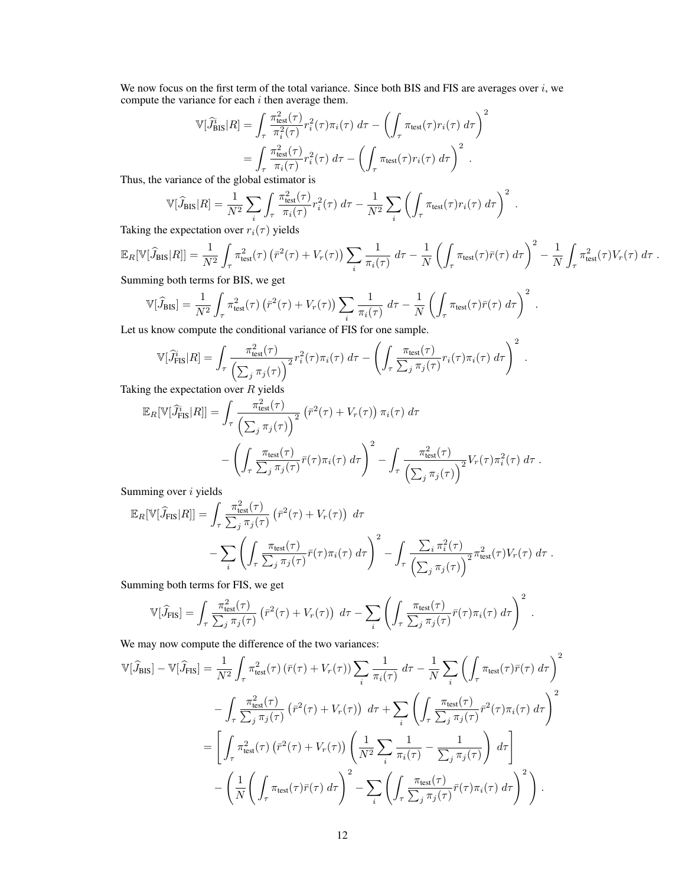We now focus on the first term of the total variance. Since both BIS and FIS are averages over $i$, we compute the variance for each $i$ then average them.

$$
\begin{aligned}
\mathbb{V}[\widehat{J}^i_{\text{BIS}}|R] &= \int_\tau \frac{\pi^2_{\text{test}}(\tau)}{\pi^2_i(\tau)} r^2_i(\tau)\pi_i(\tau)\; d\tau - \left(\int_\tau \pi_{\text{test}}(\tau) r_i(\tau)\; d\tau\right)^2 \\
&= \int_\tau \frac{\pi^2_{\text{test}}(\tau)}{\pi_i(\tau)} r^2_i(\tau)\; d\tau - \left(\int_\tau \pi_{\text{test}}(\tau) r_i(\tau)\; d\tau\right)^2 \; .
\end{aligned}
$$

Thus, the variance of the global estimator is

$$
\mathbb{V}[\widehat{J}_{\text{BIS}}|R] = \frac{1}{N^2}\sum_i \int_\tau \frac{\pi^2_{\text{test}}(\tau)}{\pi_i(\tau)} r^2_i(\tau)\; d\tau - \frac{1}{N^2}\sum_i \left(\int_\tau \pi_{\text{test}}(\tau) r_i(\tau)\; d\tau\right)^2 \; .
$$

Taking the expectation over $r_i(\tau)$ yields

$$
\mathbb{E}_R[\mathbb{V}[\widehat{J}_{\text{BIS}}|R]] = \frac{1}{N^2}\int_\tau \pi^2_{\text{test}}(\tau)\left(\bar{r}^2(\tau) + V_r(\tau)\right)\sum_i \frac{1}{\pi_i(\tau)}\; d\tau - \frac{1}{N}\left(\int_\tau \pi_{\text{test}}(\tau)\bar{r}(\tau)\; d\tau\right)^2 - \frac{1}{N}\int_\tau \pi^2_{\text{test}}(\tau)V_r(\tau)\; d\tau \; .
$$

Summing both terms for BIS, we get

$$
\mathbb{V}[\widehat{J}_{\text{BIS}}] = \frac{1}{N^2}\int_\tau \pi^2_{\text{test}}(\tau)\left(\bar{r}^2(\tau) + V_r(\tau)\right)\sum_i \frac{1}{\pi_i(\tau)}\; d\tau - \frac{1}{N}\left(\int_\tau \pi_{\text{test}}(\tau)\bar{r}(\tau)\; d\tau\right)^2 \; .
$$

Let us know compute the conditional variance of FIS for one sample.

$$
\mathbb{V}[\widehat{J}^i_{\text{FIS}}|R] = \int_\tau \frac{\pi^2_{\text{test}}(\tau)}{\left(\sum_j \pi_j(\tau)\right)^2} r^2_i(\tau)\pi_i(\tau)\; d\tau - \left(\int_\tau \frac{\pi_{\text{test}}(\tau)}{\sum_j \pi_j(\tau)} r_i(\tau)\pi_i(\tau)\; d\tau\right)^2 \; .
$$

Taking the expectation over $R$ yields

$$
\begin{aligned}
\mathbb{E}_R[\mathbb{V}[\widehat{J}^i_{\text{FIS}}|R]] &= \int_\tau \frac{\pi^2_{\text{test}}(\tau)}{\left(\sum_j \pi_j(\tau)\right)^2}\left(\bar{r}^2(\tau) + V_r(\tau)\right)\pi_i(\tau)\; d\tau \\
&\quad - \left(\int_\tau \frac{\pi_{\text{test}}(\tau)}{\sum_j \pi_j(\tau)} \bar{r}(\tau)\pi_i(\tau)\; d\tau\right)^2 - \int_\tau \frac{\pi^2_{\text{test}}(\tau)}{\left(\sum_j \pi_j(\tau)\right)^2} V_r(\tau)\pi^2_i(\tau)\; d\tau \; .
\end{aligned}
$$

Summing over $i$ yields

$$
\begin{aligned}
\mathbb{E}_R[\mathbb{V}[\widehat{J}_{\text{FIS}}|R]] &= \int_\tau \frac{\pi^2_{\text{test}}(\tau)}{\sum_j \pi_j(\tau)}\left(\bar{r}^2(\tau) + V_r(\tau)\right)\; d\tau \\
&\quad - \sum_i \left(\int_\tau \frac{\pi_{\text{test}}(\tau)}{\sum_j \pi_j(\tau)} \bar{r}(\tau)\pi_i(\tau)\; d\tau\right)^2 - \int_\tau \frac{\sum_i \pi^2_i(\tau)}{\left(\sum_j \pi_j(\tau)\right)^2} \pi^2_{\text{test}}(\tau)V_r(\tau)\; d\tau \; .
\end{aligned}
$$

Summing both terms for FIS, we get

$$
\mathbb{V}[\widehat{J}_{\text{FIS}}] = \int_\tau \frac{\pi^2_{\text{test}}(\tau)}{\sum_j \pi_j(\tau)}\left(\bar{r}^2(\tau) + V_r(\tau)\right)\; d\tau - \sum_i \left(\int_\tau \frac{\pi_{\text{test}}(\tau)}{\sum_j \pi_j(\tau)} \bar{r}(\tau)\pi_i(\tau)\; d\tau\right)^2 \; .
$$

We may now compute the difference of the two variances:

$$
\begin{aligned}
\mathbb{V}[\widehat{J}_{\text{BIS}}] - \mathbb{V}[\widehat{J}_{\text{FIS}}] &= \frac{1}{N^2}\int_\tau \pi^2_{\text{test}}(\tau)\left(\bar{r}(\tau) + V_r(\tau)\right)\sum_i \frac{1}{\pi_i(\tau)}\; d\tau - \frac{1}{N}\sum_i \left(\int_\tau \pi_{\text{test}}(\tau)\bar{r}(\tau)\; d\tau\right)^2 \\
&\quad - \int_\tau \frac{\pi^2_{\text{test}}(\tau)}{\sum_j \pi_j(\tau)}\left(\bar{r}^2(\tau) + V_r(\tau)\right)\; d\tau + \sum_i \left(\int_\tau \frac{\pi_{\text{test}}(\tau)}{\sum_j \pi_j(\tau)} \bar{r}^2(\tau)\pi_i(\tau)\; d\tau\right)^2 \\
&= \left[\int_\tau \pi^2_{\text{test}}(\tau)\left(\bar{r}^2(\tau) + V_r(\tau)\right)\left(\frac{1}{N^2}\sum_i \frac{1}{\pi_i(\tau)} - \frac{1}{\sum_j \pi_j(\tau)}\right)\; d\tau\right] \\
&\quad - \left(\frac{1}{N}\left(\int_\tau \pi_{\text{test}}(\tau)\bar{r}(\tau)\; d\tau\right)^2 - \sum_i \left(\int_\tau \frac{\pi_{\text{test}}(\tau)}{\sum_j \pi_j(\tau)} \bar{r}(\tau)\pi_i(\tau)\; d\tau\right)^2\right) .
\end{aligned}
$$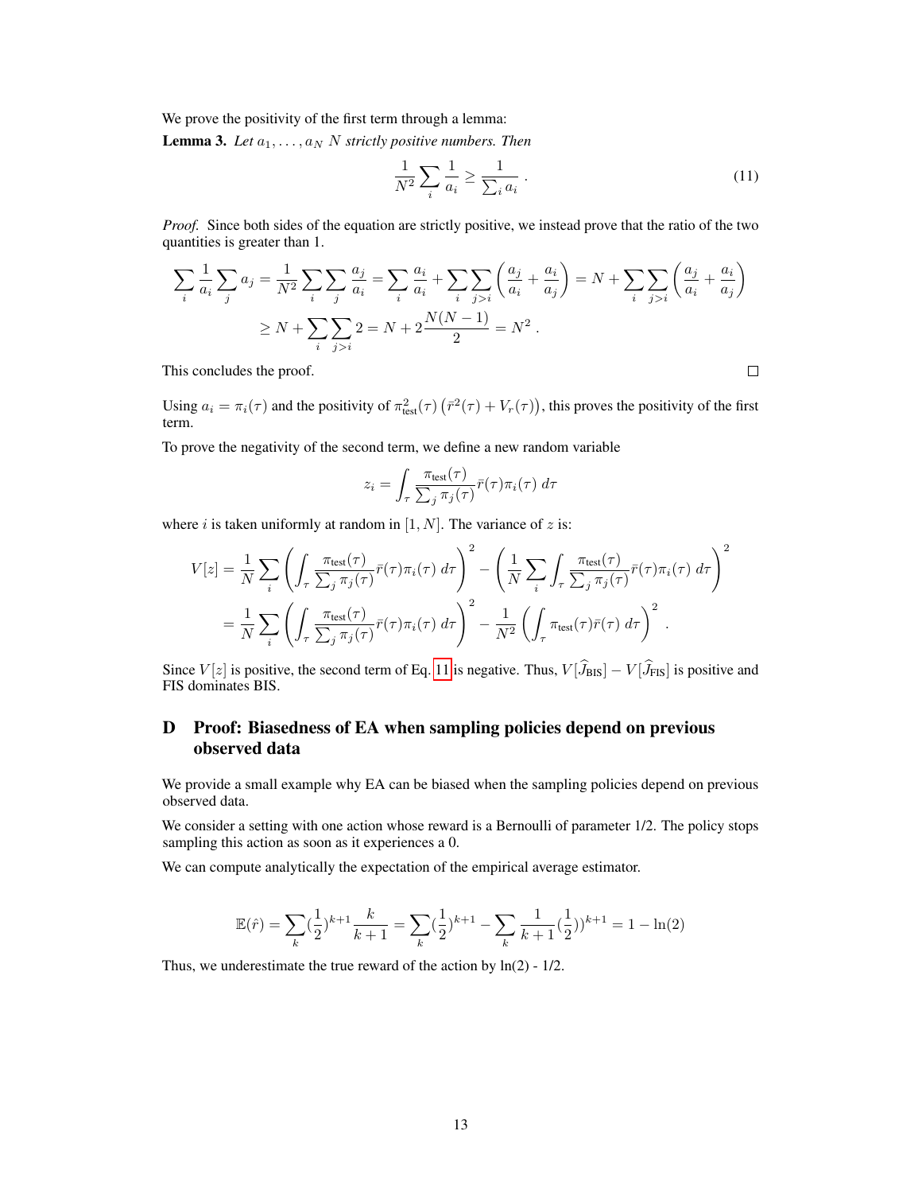We prove the positivity of the first term through a lemma:

**Lemma 3.** *Let $a_1, \ldots, a_N$ $N$ strictly positive numbers. Then*

$$\frac{1}{N^2} \sum_i \frac{1}{a_i} \geq \frac{1}{\sum_i a_i} \,. \tag{11}$$

*Proof.* Since both sides of the equation are strictly positive, we instead prove that the ratio of the two quantities is greater than 1.

$$\sum_i \frac{1}{a_i} \sum_j a_j = \frac{1}{N^2} \sum_i \sum_j \frac{a_j}{a_i} = \sum_i \frac{a_i}{a_i} + \sum_i \sum_{j>i} \left( \frac{a_j}{a_i} + \frac{a_i}{a_j} \right) = N + \sum_i \sum_{j>i} \left( \frac{a_j}{a_i} + \frac{a_i}{a_j} \right)$$

$$\geq N + \sum_i \sum_{j>i} 2 = N + 2\frac{N(N-1)}{2} = N^2 \,.$$

This concludes the proof. □

Using $a_i = \pi_i(\tau)$ and the positivity of $\pi^2_{\text{test}}(\tau) \left( \bar{r}^2(\tau) + V_r(\tau) \right)$, this proves the positivity of the first term.

To prove the negativity of the second term, we define a new random variable

$$z_i = \int_\tau \frac{\pi_{\text{test}}(\tau)}{\sum_j \pi_j(\tau)} \bar{r}(\tau) \pi_i(\tau) \, d\tau$$

where $i$ is taken uniformly at random in $[1, N]$. The variance of $z$ is:

$$V[z] = \frac{1}{N} \sum_i \left( \int_\tau \frac{\pi_{\text{test}}(\tau)}{\sum_j \pi_j(\tau)} \bar{r}(\tau) \pi_i(\tau) \, d\tau \right)^2 - \left( \frac{1}{N} \sum_i \int_\tau \frac{\pi_{\text{test}}(\tau)}{\sum_j \pi_j(\tau)} \bar{r}(\tau) \pi_i(\tau) \, d\tau \right)^2$$

$$= \frac{1}{N} \sum_i \left( \int_\tau \frac{\pi_{\text{test}}(\tau)}{\sum_j \pi_j(\tau)} \bar{r}(\tau) \pi_i(\tau) \, d\tau \right)^2 - \frac{1}{N^2} \left( \int_\tau \pi_{\text{test}}(\tau) \bar{r}(\tau) \, d\tau \right)^2 \,.$$

Since $V[z]$ is positive, the second term of Eq. 11 is negative. Thus, $V[\widehat{J}_{\text{BIS}}] - V[\widehat{J}_{\text{FIS}}]$ is positive and FIS dominates BIS.

## D Proof: Biasedness of EA when sampling policies depend on previous observed data

We provide a small example why EA can be biased when the sampling policies depend on previous observed data.

We consider a setting with one action whose reward is a Bernoulli of parameter 1/2. The policy stops sampling this action as soon as it experiences a 0.

We can compute analytically the expectation of the empirical average estimator.

$$\mathbb{E}(\hat{r}) = \sum_k (\frac{1}{2})^{k+1} \frac{k}{k+1} = \sum_k (\frac{1}{2})^{k+1} - \sum_k \frac{1}{k+1} (\frac{1}{2}))^{k+1} = 1 - \ln(2)$$

Thus, we underestimate the true reward of the action by ln(2) - 1/2.